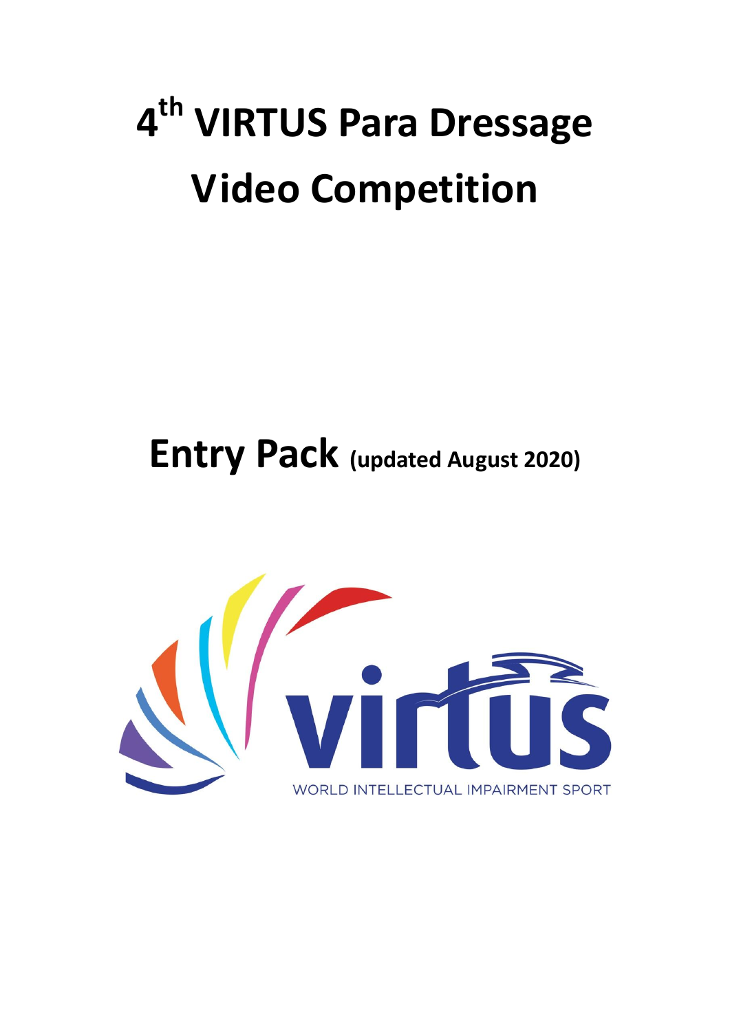# 4th VIRTUS Para Dressage Video Competition

## Entry Pack (updated August 2020)

virtus

WORLD INTELLECTUAL IMPAIRMENT SPORT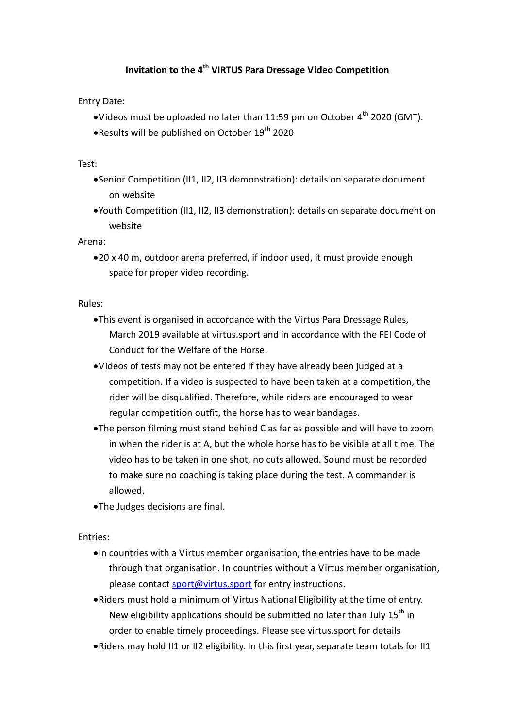# Invitation to the 4th VIRTUS Para Dressage Video Competition

Entry Date:

- Videos must be uploaded no later than 11:59 pm on October 4th 2020 (GMT).
- Results will be published on October 19th 2020

Test:

- Senior Competition (II1, II2, II3 demonstration): details on separate document on website
- Youth Competition (II1, II2, II3 demonstration): details on separate document on website

Arena:

- 20 x 40 m, outdoor arena preferred, if indoor used, it must provide enough space for proper video recording.

Rules:

- This event is organised in accordance with the Virtus Para Dressage Rules, March 2019 available at virtus.sport and in accordance with the FEI Code of Conduct for the Welfare of the Horse.
- Videos of tests may not be entered if they have already been judged at a competition. If a video is suspected to have been taken at a competition, the rider will be disqualified. Therefore, while riders are encouraged to wear regular competition outfit, the horse has to wear bandages.
- The person filming must stand behind C as far as possible and will have to zoom in when the rider is at A, but the whole horse has to be visible at all time. The video has to be taken in one shot, no cuts allowed. Sound must be recorded to make sure no coaching is taking place during the test. A commander is allowed.
- The Judges decisions are final.

Entries:

- In countries with a Virtus member organisation, the entries have to be made through that organisation. In countries without a Virtus member organisation, please contact sport@virtus.sport for entry instructions.
- Riders must hold a minimum of Virtus National Eligibility at the time of entry. New eligibility applications should be submitted no later than July 15th in order to enable timely proceedings. Please see virtus.sport for details
- Riders may hold II1 or II2 eligibility. In this first year, separate team totals for II1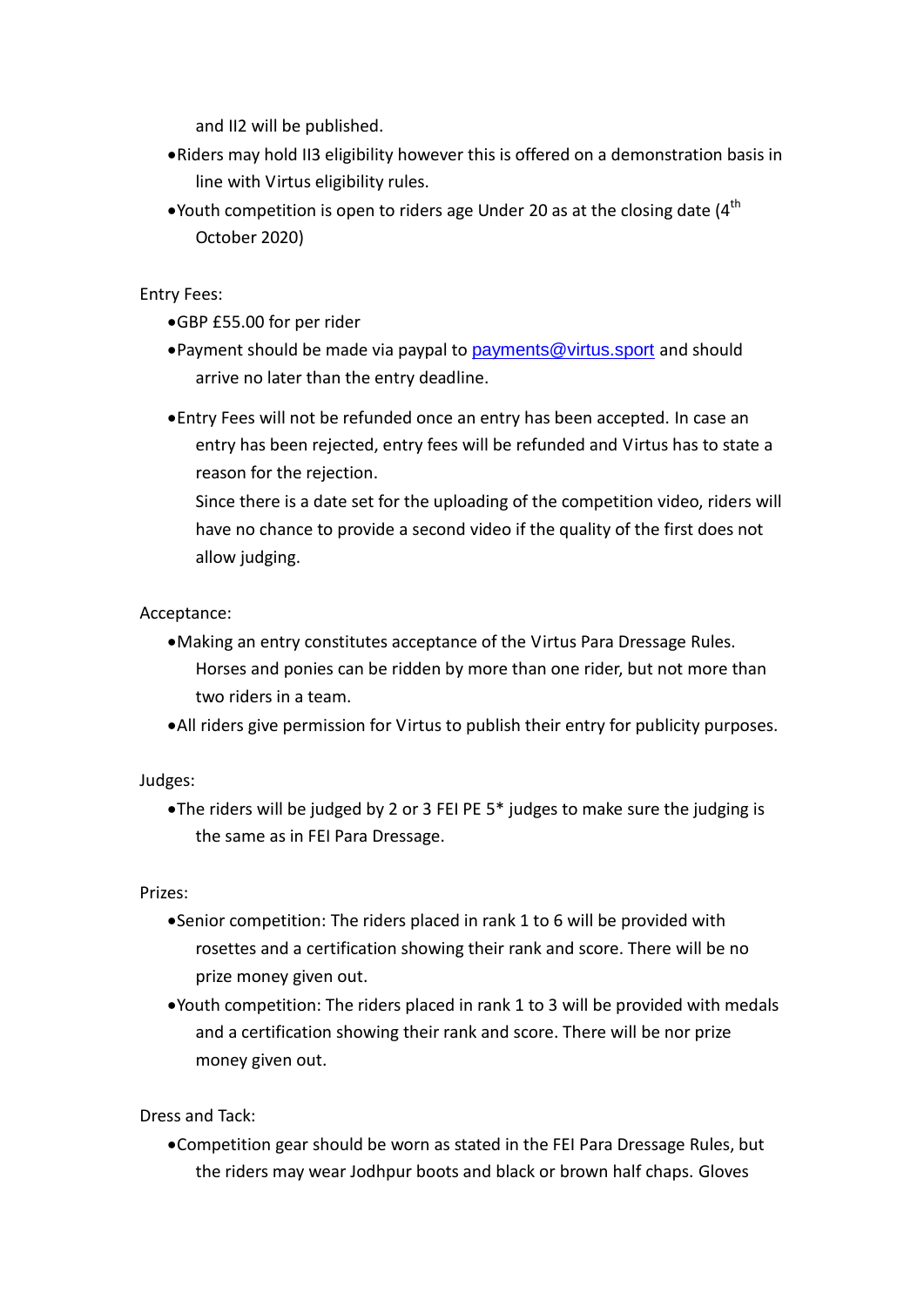and II2 will be published.

- Riders may hold II3 eligibility however this is offered on a demonstration basis in line with Virtus eligibility rules.
- Youth competition is open to riders age Under 20 as at the closing date (4th October 2020)

Entry Fees:

- GBP £55.00 for per rider
- Payment should be made via paypal to [payments@virtus.sport](mailto:payments@virtus.sport) and should arrive no later than the entry deadline.
- Entry Fees will not be refunded once an entry has been accepted. In case an entry has been rejected, entry fees will be refunded and Virtus has to state a reason for the rejection.

  Since there is a date set for the uploading of the competition video, riders will have no chance to provide a second video if the quality of the first does not allow judging.

Acceptance:

- Making an entry constitutes acceptance of the Virtus Para Dressage Rules. Horses and ponies can be ridden by more than one rider, but not more than two riders in a team.
- All riders give permission for Virtus to publish their entry for publicity purposes.

Judges:

- The riders will be judged by 2 or 3 FEI PE 5* judges to make sure the judging is the same as in FEI Para Dressage.

Prizes:

- Senior competition: The riders placed in rank 1 to 6 will be provided with rosettes and a certification showing their rank and score. There will be no prize money given out.
- Youth competition: The riders placed in rank 1 to 3 will be provided with medals and a certification showing their rank and score. There will be nor prize money given out.

Dress and Tack:

- Competition gear should be worn as stated in the FEI Para Dressage Rules, but the riders may wear Jodhpur boots and black or brown half chaps. Gloves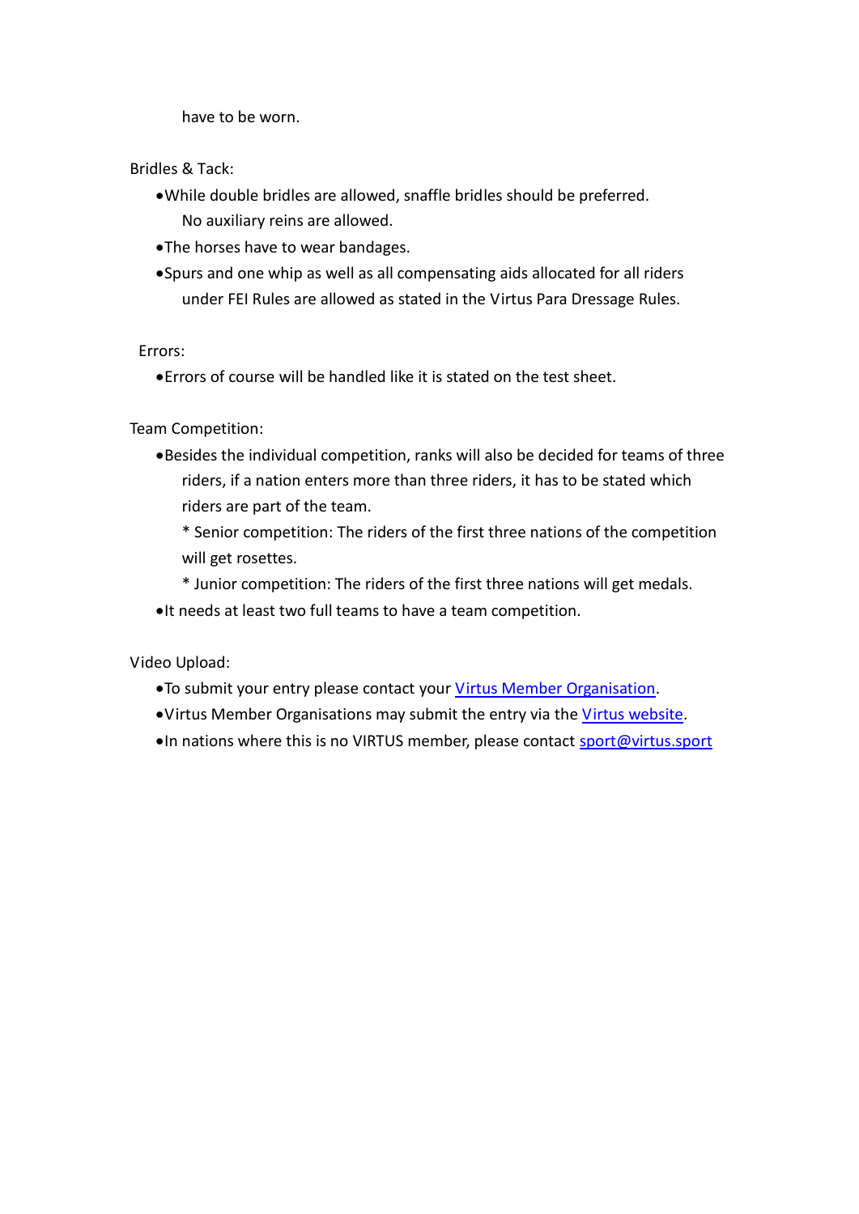have to be worn.

Bridles & Tack:

- While double bridles are allowed, snaffle bridles should be preferred. No auxiliary reins are allowed.
- The horses have to wear bandages.
- Spurs and one whip as well as all compensating aids allocated for all riders under FEI Rules are allowed as stated in the Virtus Para Dressage Rules.

Errors:

- Errors of course will be handled like it is stated on the test sheet.

Team Competition:

- Besides the individual competition, ranks will also be decided for teams of three riders, if a nation enters more than three riders, it has to be stated which riders are part of the team.
  
  * Senior competition: The riders of the first three nations of the competition will get rosettes.
  
  * Junior competition: The riders of the first three nations will get medals.
- It needs at least two full teams to have a team competition.

Video Upload:

- To submit your entry please contact your Virtus Member Organisation.
- Virtus Member Organisations may submit the entry via the Virtus website.
- In nations where this is no VIRTUS member, please contact sport@virtus.sport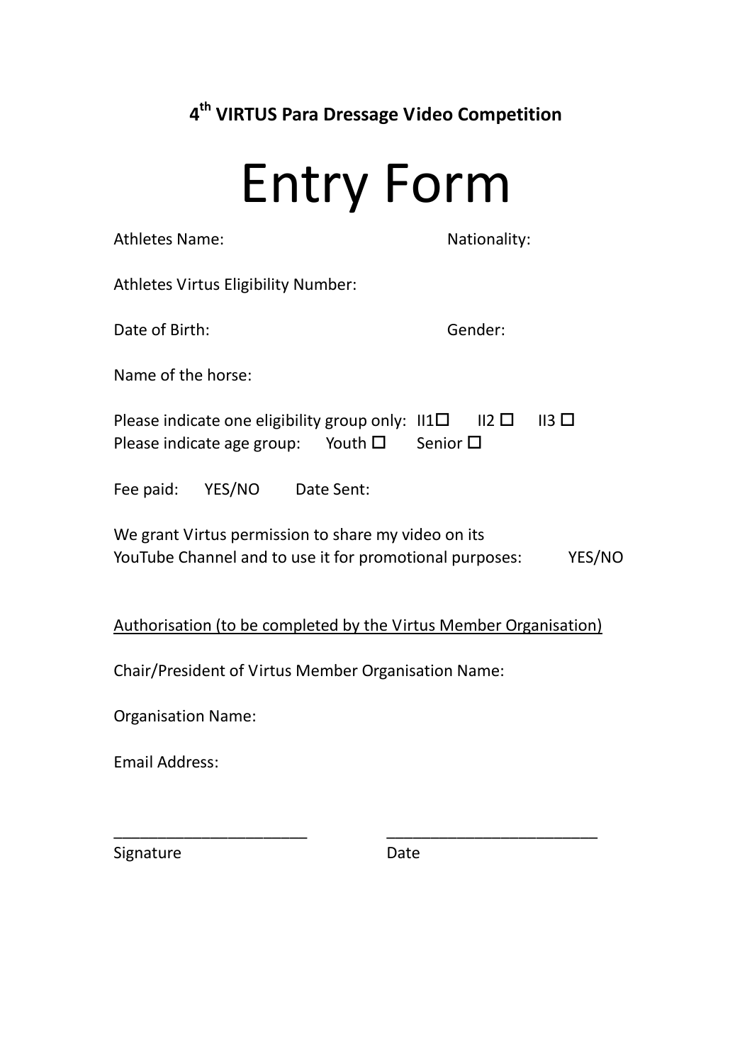**4th VIRTUS Para Dressage Video Competition**

# Entry Form

Athletes Name: Nationality:

Athletes Virtus Eligibility Number:

Date of Birth: Gender:

Name of the horse:

Please indicate one eligibility group only: II1☐ II2 ☐ II3 ☐
Please indicate age group: Youth ☐ Senior ☐

Fee paid: YES/NO Date Sent:

We grant Virtus permission to share my video on its
YouTube Channel and to use it for promotional purposes: YES/NO

<u>Authorisation (to be completed by the Virtus Member Organisation)</u>

Chair/President of Virtus Member Organisation Name:

Organisation Name:

Email Address:

______________________ ________________________
Signature Date